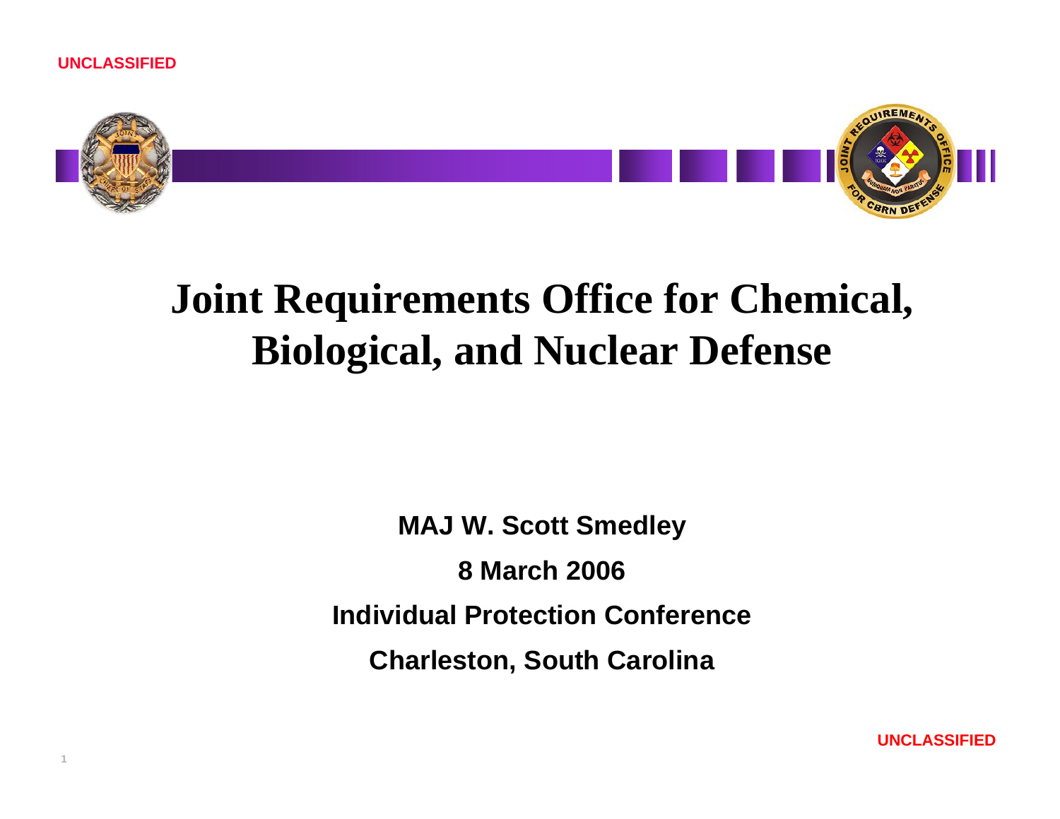UNCLASSIFIED

# Joint Requirements Office for Chemical, Biological, and Nuclear Defense

**MAJ W. Scott Smedley**

**8 March 2006**

**Individual Protection Conference**

**Charleston, South Carolina**

UNCLASSIFIED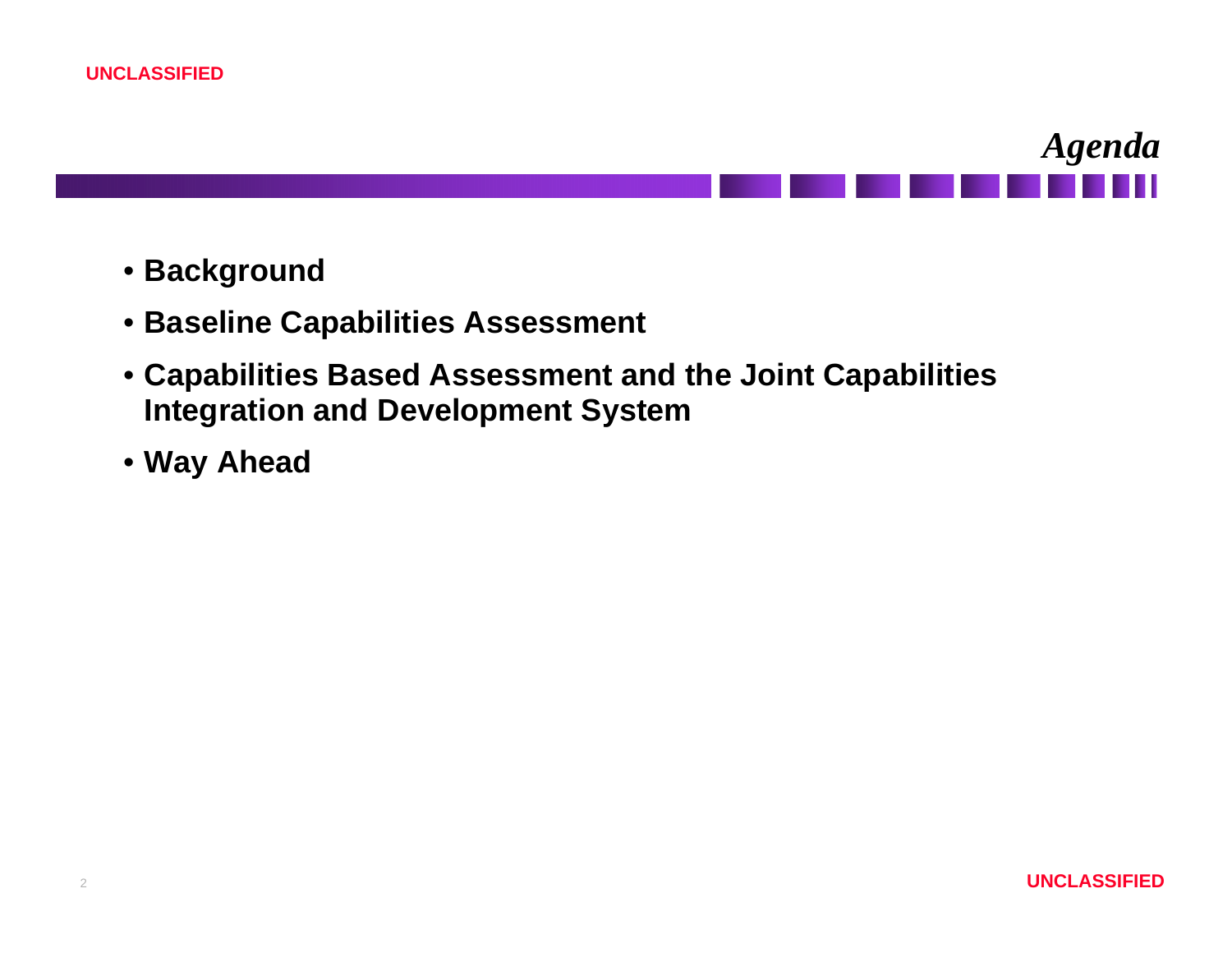# *Agenda*

- **Background**
- **Baseline Capabilities Assessment**
- **Capabilities Based Assessment and the Joint Capabilities Integration and Development System**
- **Way Ahead**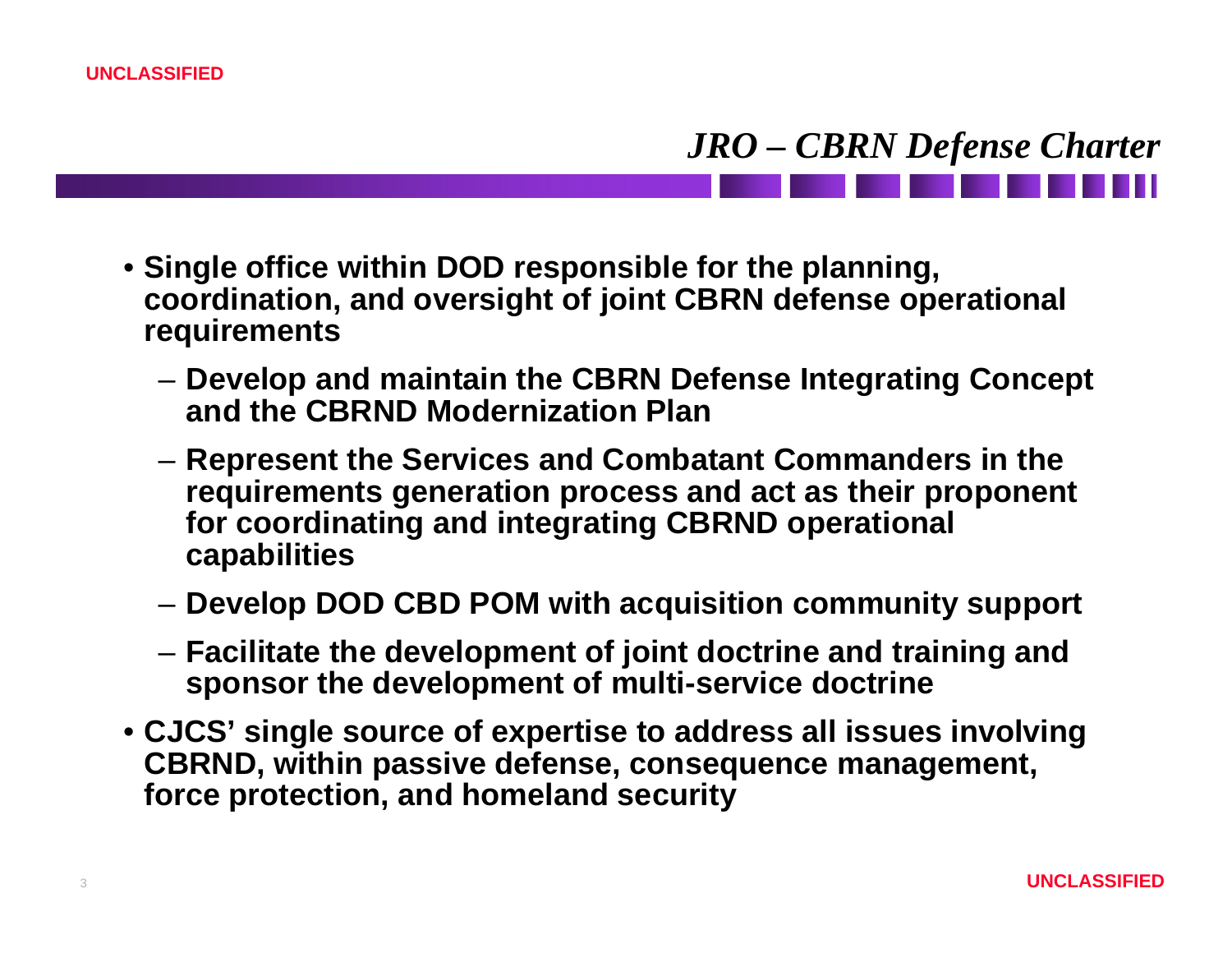# *JRO – CBRN Defense Charter*

- **Single office within DOD responsible for the planning, coordination, and oversight of joint CBRN defense operational requirements**
  - **Develop and maintain the CBRN Defense Integrating Concept and the CBRND Modernization Plan**
  - **Represent the Services and Combatant Commanders in the requirements generation process and act as their proponent for coordinating and integrating CBRND operational capabilities**
  - **Develop DOD CBD POM with acquisition community support**
  - **Facilitate the development of joint doctrine and training and sponsor the development of multi-service doctrine**
- **CJCS' single source of expertise to address all issues involving CBRND, within passive defense, consequence management, force protection, and homeland security**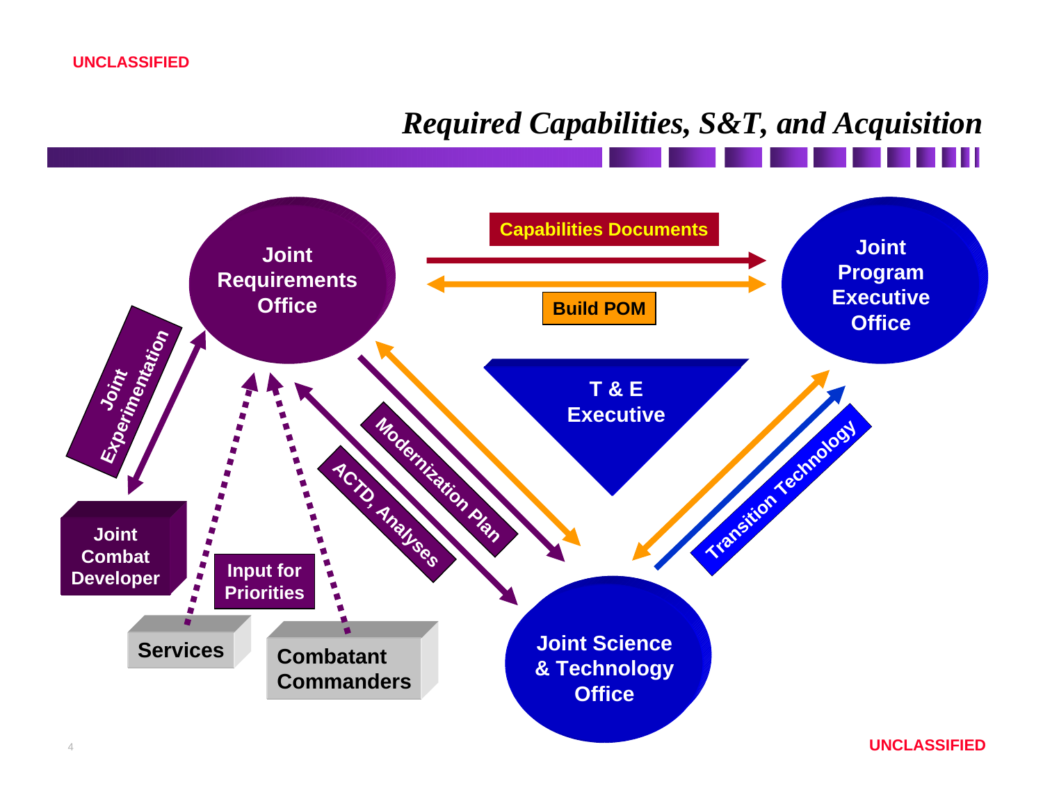# Required Capabilities, S&T, and Acquisition

Joint Requirements Office

Capabilities Documents

Build POM

Joint Program Executive Office

T & E Executive

Joint Experimentation

Modernization Plan

ACTD, Analyses

Transition Technology

Joint Combat Developer

Input for Priorities

Services

Combatant Commanders

Joint Science & Technology Office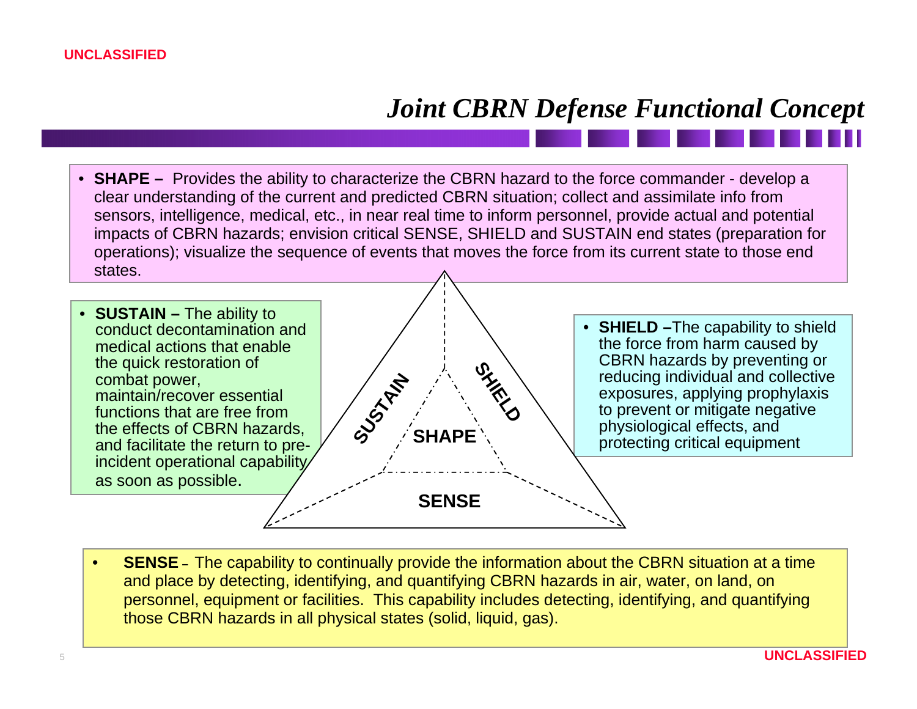# *Joint CBRN Defense Functional Concept*

- **SHAPE –** Provides the ability to characterize the CBRN hazard to the force commander - develop a clear understanding of the current and predicted CBRN situation; collect and assimilate info from sensors, intelligence, medical, etc., in near real time to inform personnel, provide actual and potential impacts of CBRN hazards; envision critical SENSE, SHIELD and SUSTAIN end states (preparation for operations); visualize the sequence of events that moves the force from its current state to those end states.

- **SUSTAIN –** The ability to conduct decontamination and medical actions that enable the quick restoration of combat power, maintain/recover essential functions that are free from the effects of CBRN hazards, and facilitate the return to pre-incident operational capability as soon as possible.

SUSTAIN — SHIELD — SHAPE — SENSE

- **SHIELD –**The capability to shield the force from harm caused by CBRN hazards by preventing or reducing individual and collective exposures, applying prophylaxis to prevent or mitigate negative physiological effects, and protecting critical equipment

- **SENSE** – The capability to continually provide the information about the CBRN situation at a time and place by detecting, identifying, and quantifying CBRN hazards in air, water, on land, on personnel, equipment or facilities. This capability includes detecting, identifying, and quantifying those CBRN hazards in all physical states (solid, liquid, gas).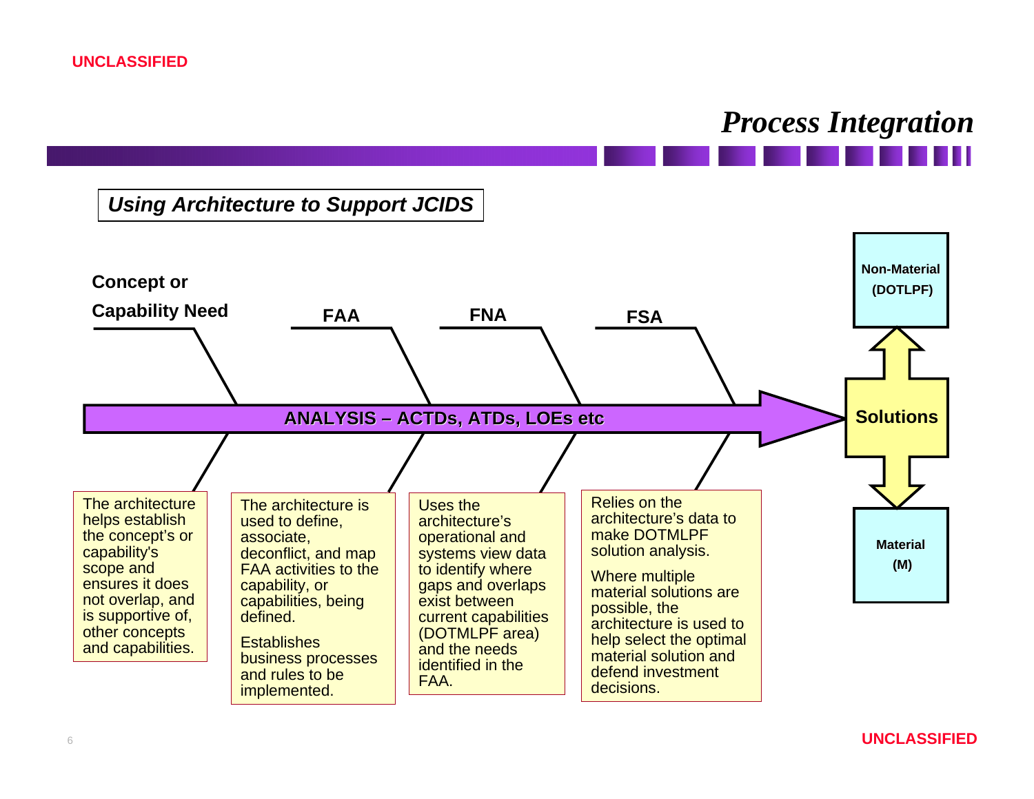# Process Integration

## *Using Architecture to Support JCIDS*

**Concept or Capability Need**

**FAA**

**FNA**

**FSA**

**ANALYSIS – ACTDs, ATDs, LOEs etc**

**Solutions**

**Non-Material (DOTLPF)**

**Material (M)**

The architecture helps establish the concept's or capability's scope and ensures it does not overlap, and is supportive of, other concepts and capabilities.

The architecture is used to define, associate, deconflict, and map FAA activities to the capability, or capabilities, being defined.

Establishes business processes and rules to be implemented.

Uses the architecture's operational and systems view data to identify where gaps and overlaps exist between current capabilities (DOTMLPF area) and the needs identified in the FAA.

Relies on the architecture's data to make DOTMLPF solution analysis.

Where multiple material solutions are possible, the architecture is used to help select the optimal material solution and defend investment decisions.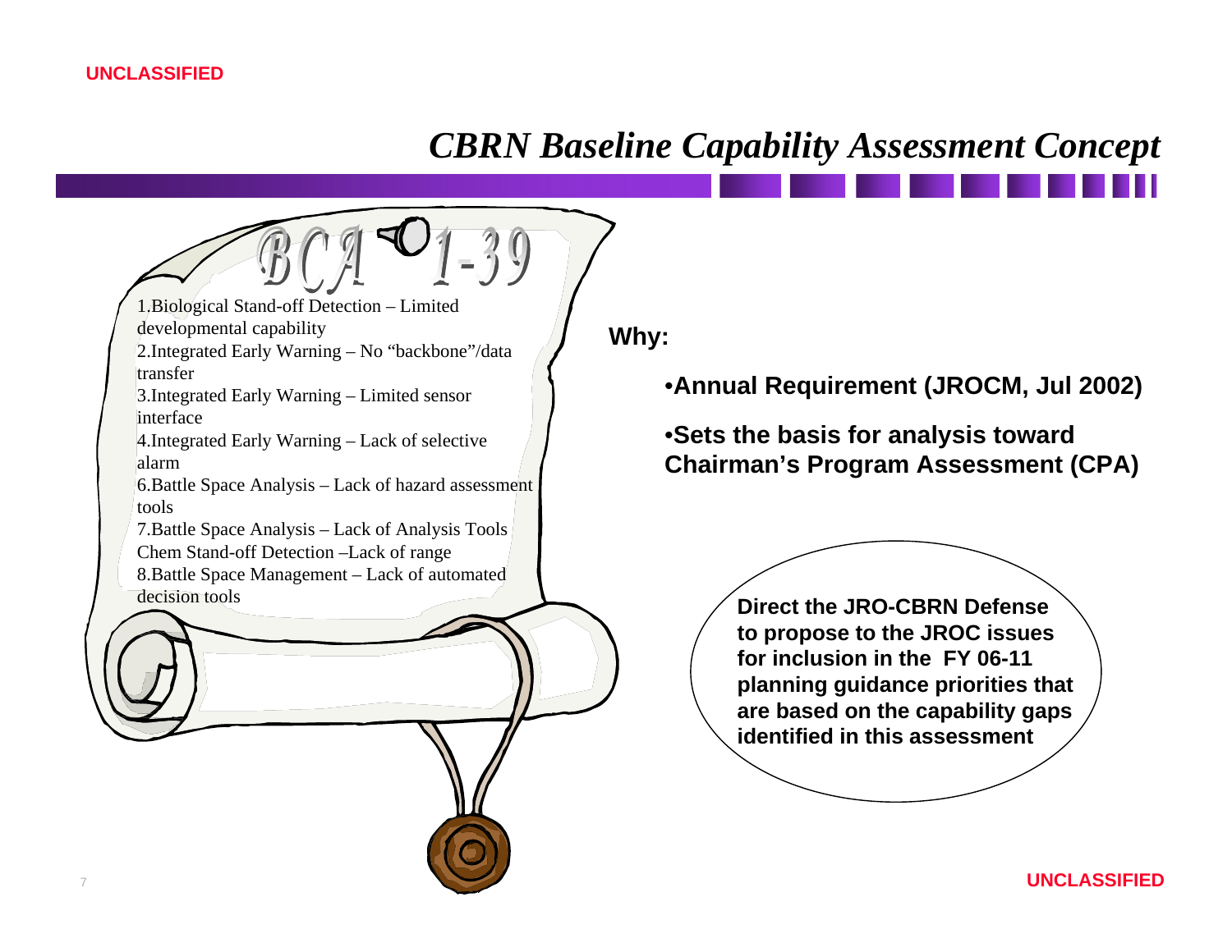# *CBRN Baseline Capability Assessment Concept*

BCA 01-39

1. Biological Stand-off Detection – Limited developmental capability
2. Integrated Early Warning – No "backbone"/data transfer
3. Integrated Early Warning – Limited sensor interface
4. Integrated Early Warning – Lack of selective alarm
6. Battle Space Analysis – Lack of hazard assessment tools
7. Battle Space Analysis – Lack of Analysis Tools

Chem Stand-off Detection –Lack of range

8. Battle Space Management – Lack of automated decision tools

**Why:**

- **Annual Requirement (JROCM, Jul 2002)**
- **Sets the basis for analysis toward Chairman's Program Assessment (CPA)**

**Direct the JRO-CBRN Defense to propose to the JROC issues for inclusion in the FY 06-11 planning guidance priorities that are based on the capability gaps identified in this assessment**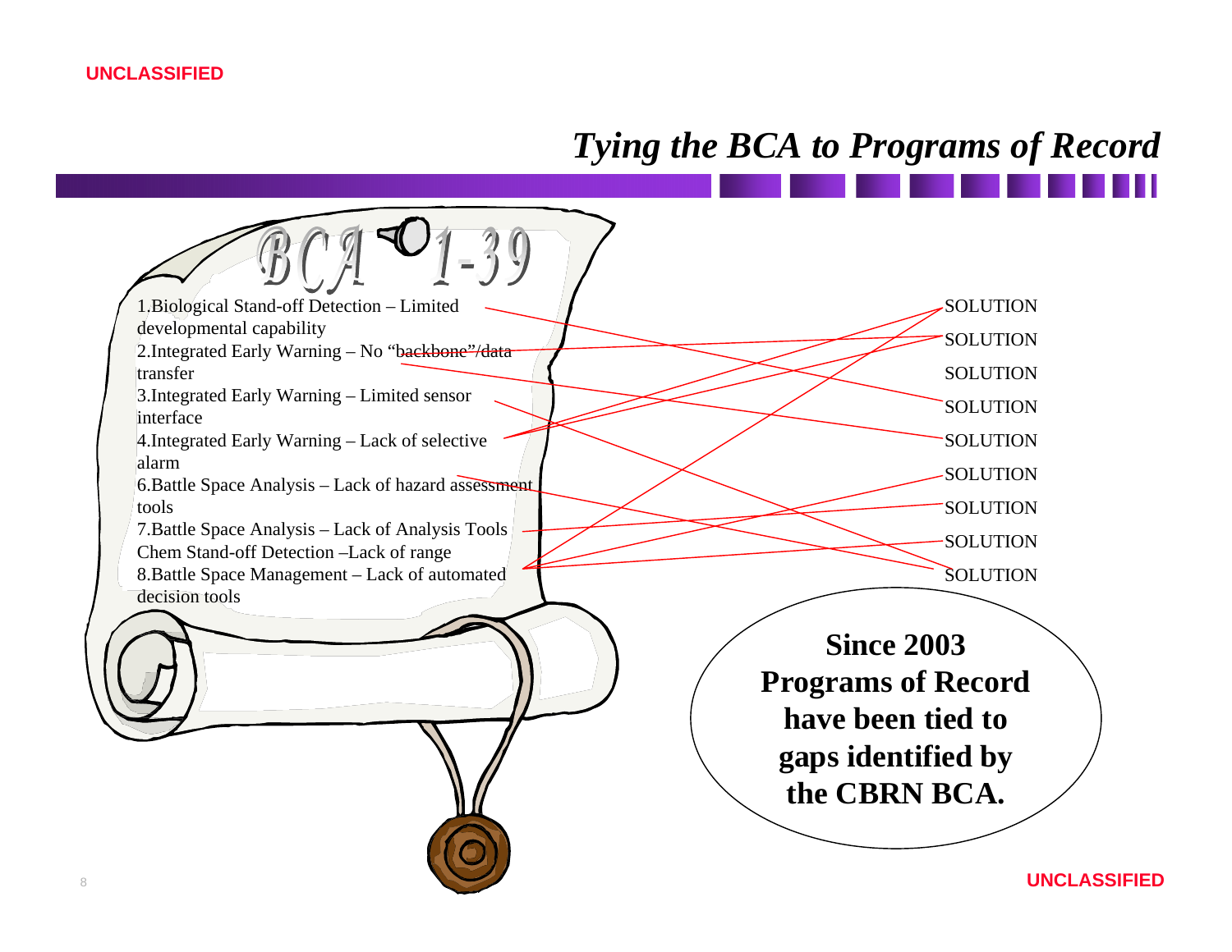## *Tying the BCA to Programs of Record*

BCA 1-39

1. Biological Stand-off Detection – Limited developmental capability
2. Integrated Early Warning – No "backbone"/data transfer
3. Integrated Early Warning – Limited sensor interface
4. Integrated Early Warning – Lack of selective alarm
6. Battle Space Analysis – Lack of hazard assessment tools
7. Battle Space Analysis – Lack of Analysis Tools Chem Stand-off Detection –Lack of range
8. Battle Space Management – Lack of automated decision tools

SOLUTION

SOLUTION

SOLUTION

SOLUTION

SOLUTION

SOLUTION

SOLUTION

SOLUTION

SOLUTION

**Since 2003 Programs of Record have been tied to gaps identified by the CBRN BCA.**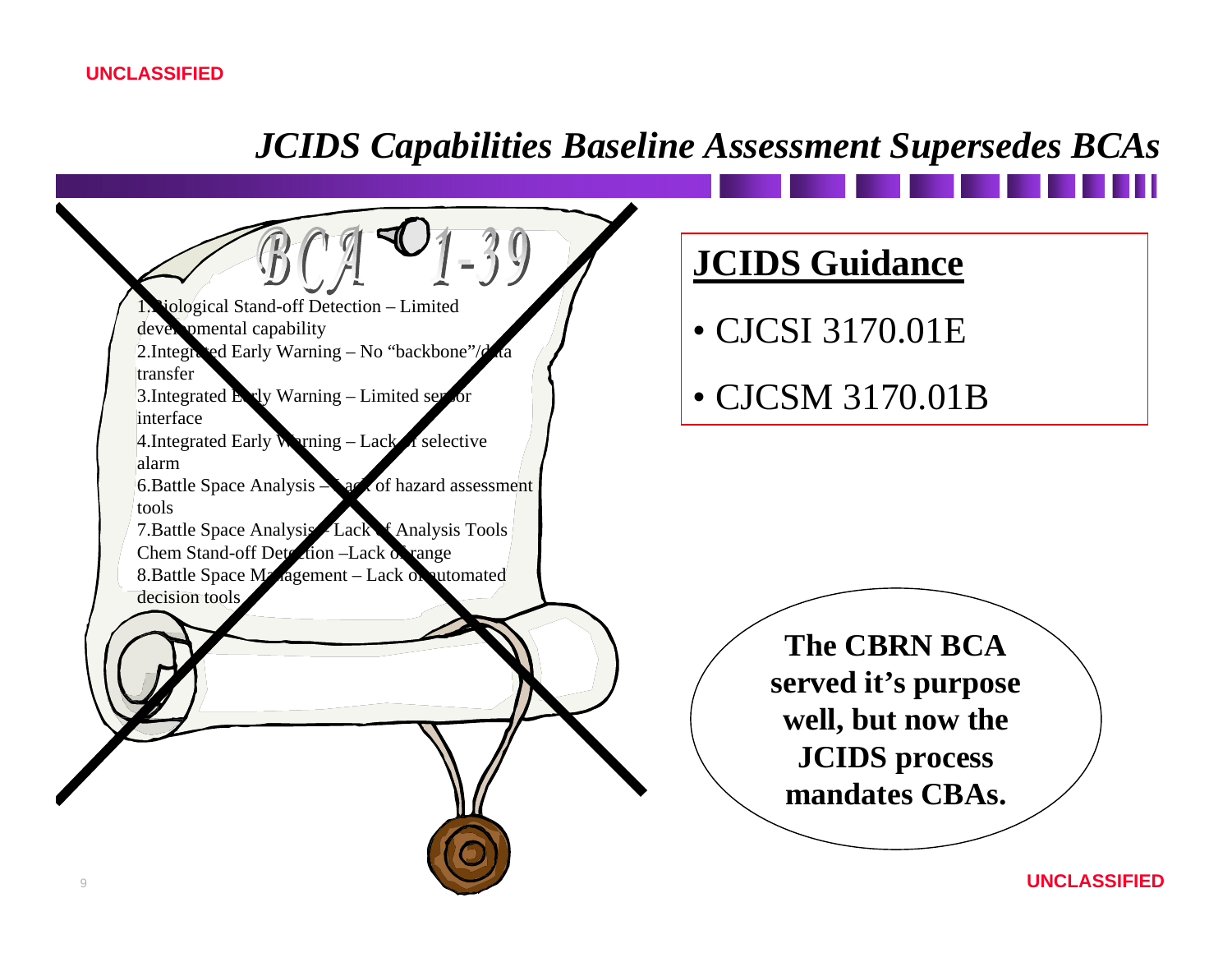# *JCIDS Capabilities Baseline Assessment Supersedes BCAs*

BCA 01-39

1. Biological Stand-off Detection – Limited developmental capability
2. Integrated Early Warning – No "backbone"/data transfer
3. Integrated Early Warning – Limited sensor interface
4. Integrated Early Warning – Lack of selective alarm
6. Battle Space Analysis – Lack of hazard assessment tools
7. Battle Space Analysis – Lack of Analysis Tools Chem Stand-off Detection –Lack of range
8. Battle Space Management – Lack of automated decision tools

## JCIDS Guidance

- CJCSI 3170.01E
- CJCSM 3170.01B

**The CBRN BCA served it's purpose well, but now the JCIDS process mandates CBAs.**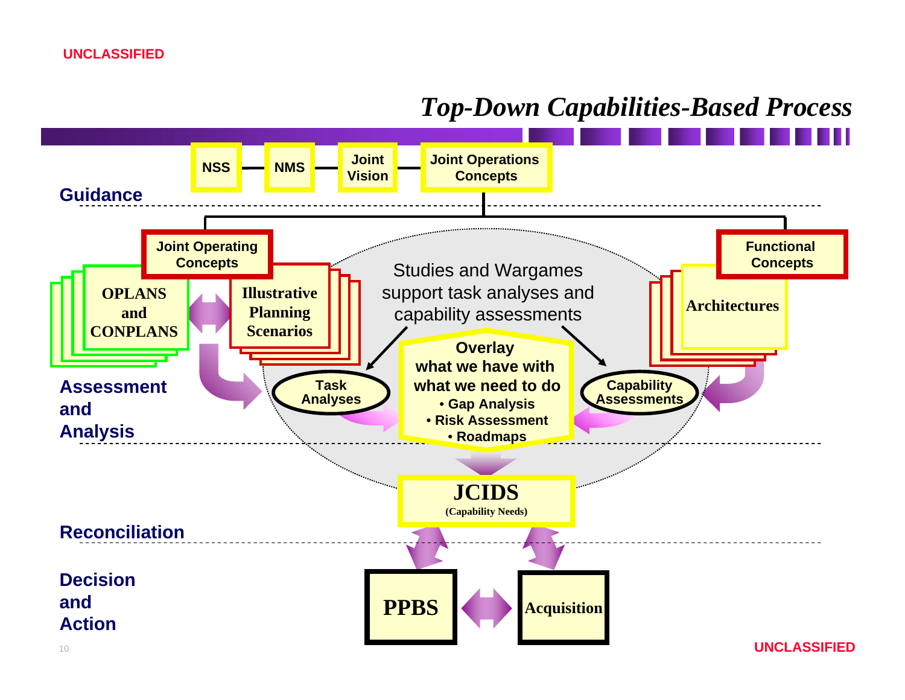# Top-Down Capabilities-Based Process

**Guidance**

NSS — NMS — Joint Vision — Joint Operations Concepts

**Assessment and Analysis**

- Joint Operating Concepts
- OPLANS and CONPLANS
- Illustrative Planning Scenarios
- Functional Concepts
- Architectures

Studies and Wargames support task analyses and capability assessments

- Task Analyses
- Capability Assessments

**Overlay what we have with what we need to do**
- Gap Analysis
- Risk Assessment
- Roadmaps

**Reconciliation**

**JCIDS** (Capability Needs)

**Decision and Action**

- PPBS
- Acquisition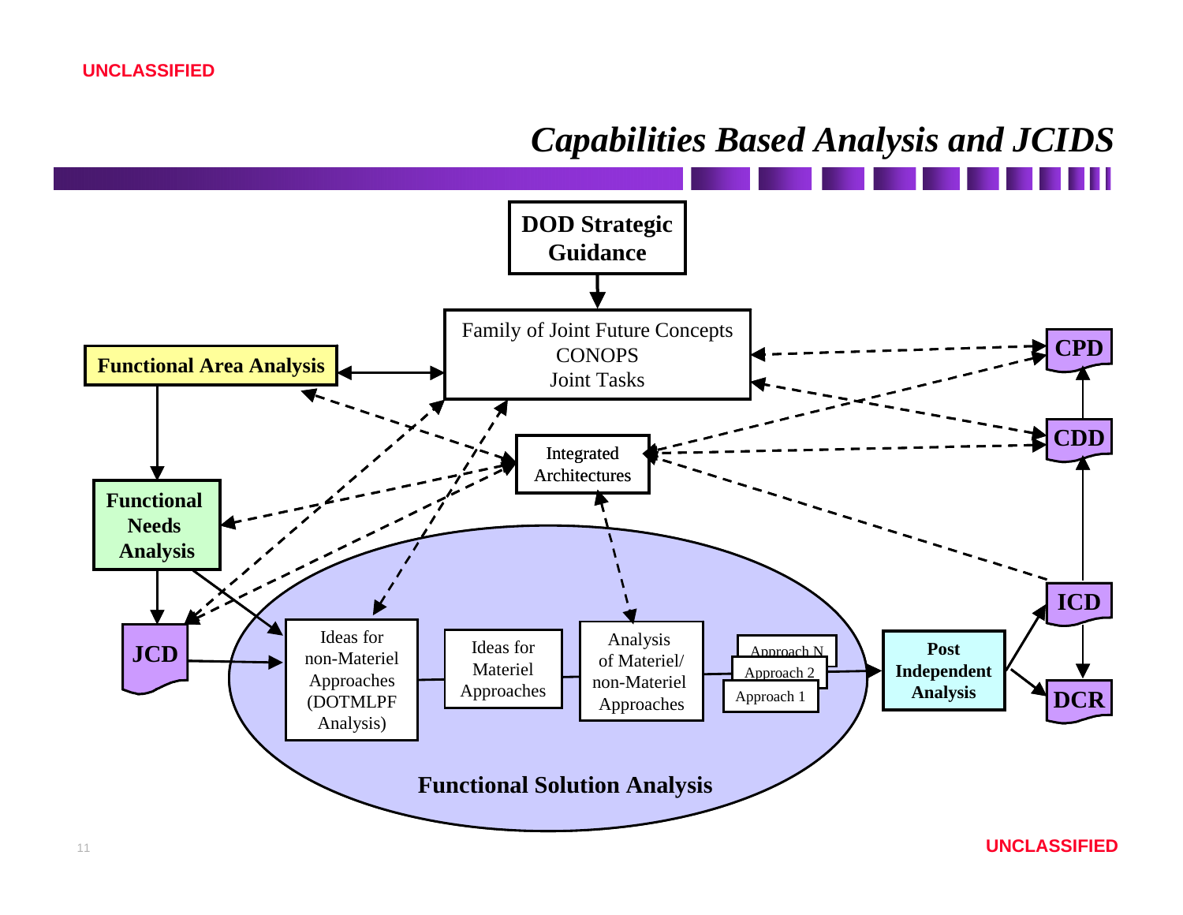# *Capabilities Based Analysis and JCIDS*

DOD Strategic Guidance

Family of Joint Future Concepts
CONOPS
Joint Tasks

Functional Area Analysis

Functional Needs Analysis

Integrated Architectures

JCD

Ideas for non-Materiel Approaches (DOTMLPF Analysis)

Ideas for Materiel Approaches

Analysis of Materiel/ non-Materiel Approaches

Approach N
Approach 2
Approach 1

Functional Solution Analysis

Post Independent Analysis

CPD

CDD

ICD

DCR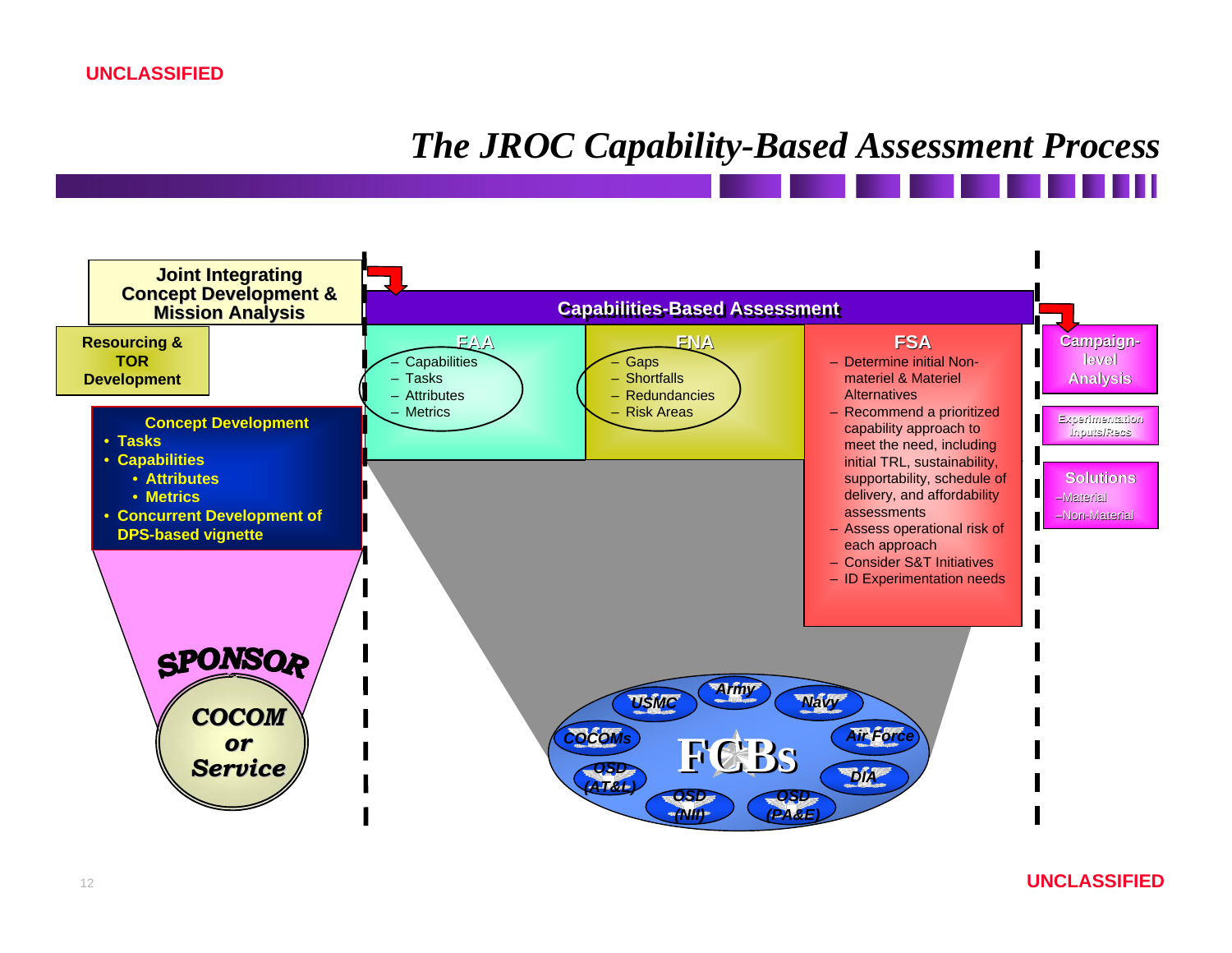# The JROC Capability-Based Assessment Process

**Joint Integrating Concept Development & Mission Analysis**

**Resourcing & TOR Development**

**Concept Development**
- Tasks
- Capabilities
  - Attributes
  - Metrics
- Concurrent Development of DPS-based vignette

**SPONSOR**

**COCOM or Service**

**Capabilities-Based Assessment**

**FAA**
- Capabilities
- Tasks
- Attributes
- Metrics

**FNA**
- Gaps
- Shortfalls
- Redundancies
- Risk Areas

**FSA**
- Determine initial Non-materiel & Materiel Alternatives
- Recommend a prioritized capability approach to meet the need, including initial TRL, sustainability, supportability, schedule of delivery, and affordability assessments
- Assess operational risk of each approach
- Consider S&T Initiatives
- ID Experimentation needs

**FCBs**: USMC, Army, Navy, COCOMs, Air Force, OSD (AT&L), DIA, OSD (NII), OSD (PA&E)

**Campaign-level Analysis**

**Experimentation Inputs/Recs**

**Solutions**
- Material
- Non-Material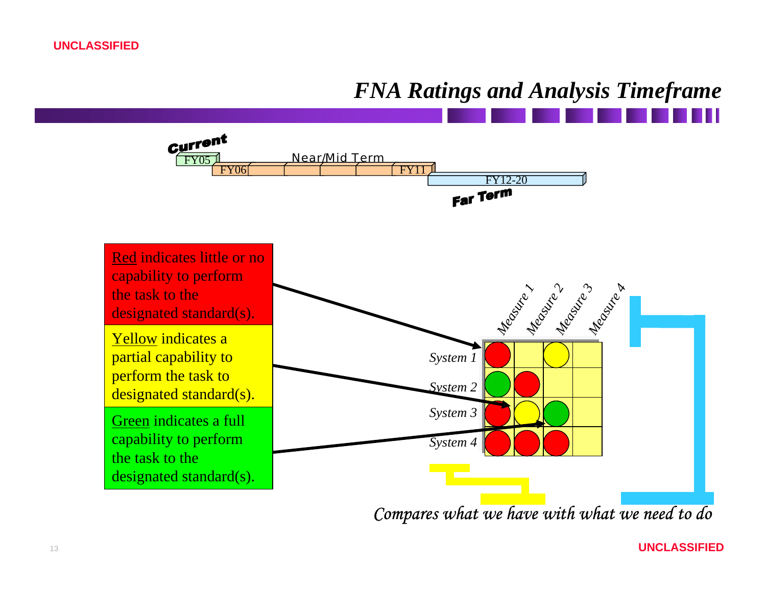# FNA Ratings and Analysis Timeframe

*Current*

FY05

Near/Mid Term

FY06 | FY11

FY12-20

*Far Term*

Red indicates little or no capability to perform the task to the designated standard(s).

Yellow indicates a partial capability to perform the task to designated standard(s).

Green indicates a full capability to perform the task to the designated standard(s).

| | Measure 1 | Measure 2 | Measure 3 | Measure 4 |
|---|---|---|---|---|
| System 1 | Red | | Yellow | |
| System 2 | Green | Red | | |
| System 3 | Red | Yellow | Green | |
| System 4 | Red | Red | Red | |

*Compares what we have with what we need to do*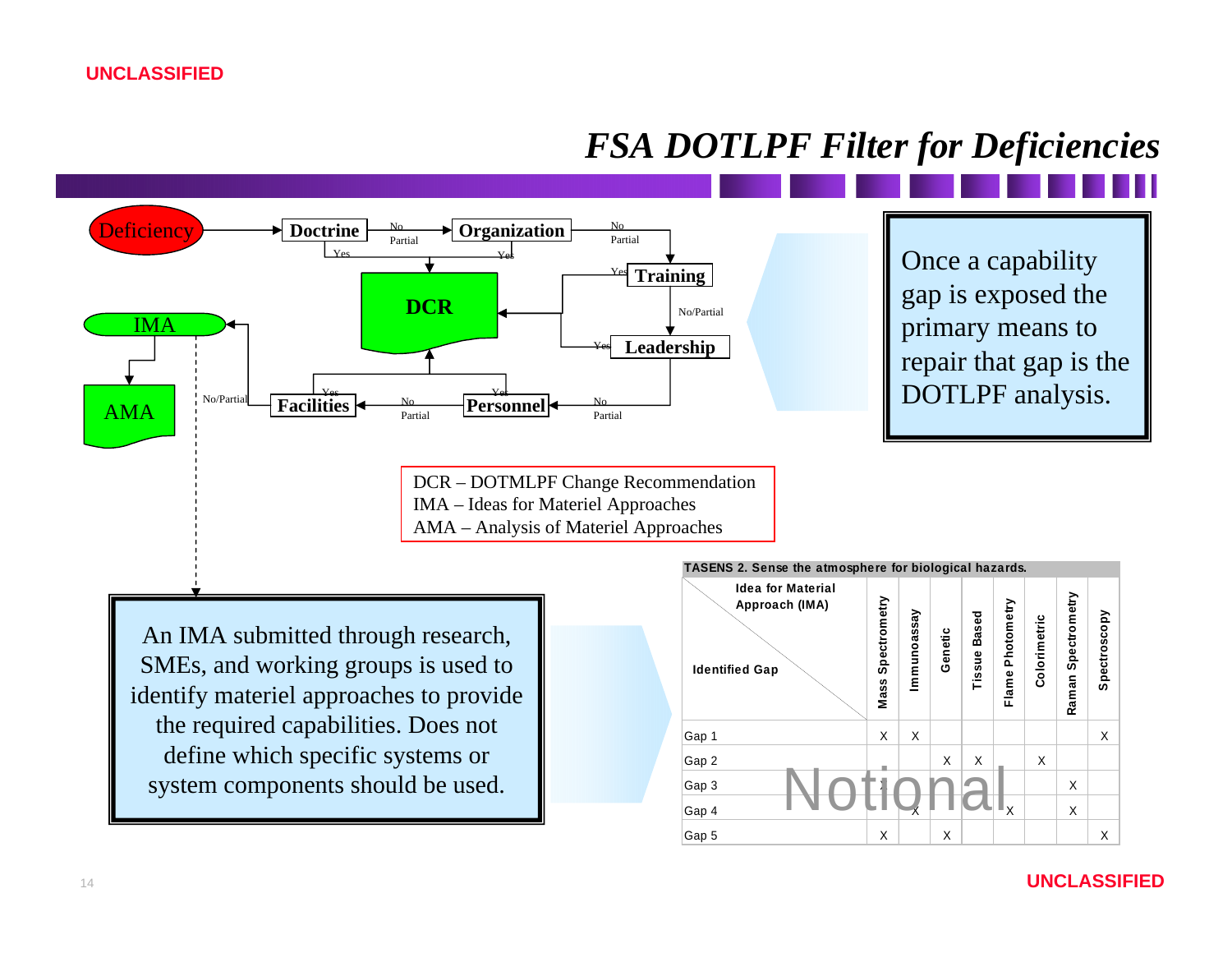# *FSA DOTLPF Filter for Deficiencies*

**Deficiency** → **Doctrine** (No/Partial) → **Organization** (No/Partial) → **Training** (No/Partial) → **Leadership** (No/Partial) → **Personnel** (No/Partial) → **Facilities** (No/Partial) → **IMA** → **AMA**

- Doctrine, Organization, Training, Leadership, Personnel, Facilities: Yes → **DCR**

Once a capability gap is exposed the primary means to repair that gap is the DOTLPF analysis.

DCR – DOTMLPF Change Recommendation
IMA – Ideas for Materiel Approaches
AMA – Analysis of Materiel Approaches

An IMA submitted through research, SMEs, and working groups is used to identify materiel approaches to provide the required capabilities. Does not define which specific systems or system components should be used.

**TASENS 2. Sense the atmosphere for biological hazards.**

| Identified Gap / Idea for Material Approach (IMA) | Mass Spectrometry | Immunoassay | Genetic | Tissue Based | Flame Photometry | Colorimetric | Raman Spectrometry | Spectroscopy |
|---|---|---|---|---|---|---|---|---|
| Gap 1 | X | X | | | | | | X |
| Gap 2 | | | X | X | | X | | |
| Gap 3 | X | | | | | | X | |
| Gap 4 | | X | | | X | | X | |
| Gap 5 | X | | X | | | | | X |

Notional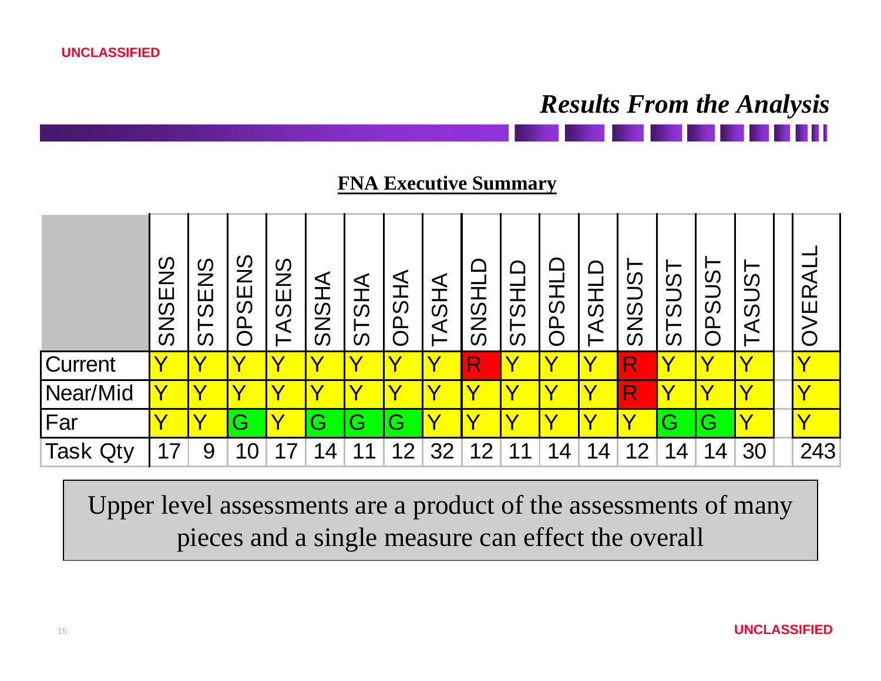UNCLASSIFIED

# *Results From the Analysis*

## FNA Executive Summary

| | SNSENS | STSENS | OPSENS | TASENS | SNSHA | STSHA | OPSHA | TASHA | SNSHLD | STSHLD | OPSHLD | TASHLD | SNSUST | STSUST | OPSUST | TASUST | | OVERALL |
|---|---|---|---|---|---|---|---|---|---|---|---|---|---|---|---|---|---|---|
| Current | Y | Y | Y | Y | Y | Y | Y | Y | R | Y | Y | Y | R | Y | Y | Y | | Y |
| Near/Mid | Y | Y | Y | Y | Y | Y | Y | Y | Y | Y | Y | Y | R | Y | Y | Y | | Y |
| Far | Y | Y | G | Y | G | G | G | Y | Y | Y | Y | Y | Y | G | G | Y | | Y |
| Task Qty | 17 | 9 | 10 | 17 | 14 | 11 | 12 | 32 | 12 | 11 | 14 | 14 | 12 | 14 | 14 | 30 | | 243 |

Upper level assessments are a product of the assessments of many pieces and a single measure can effect the overall

UNCLASSIFIED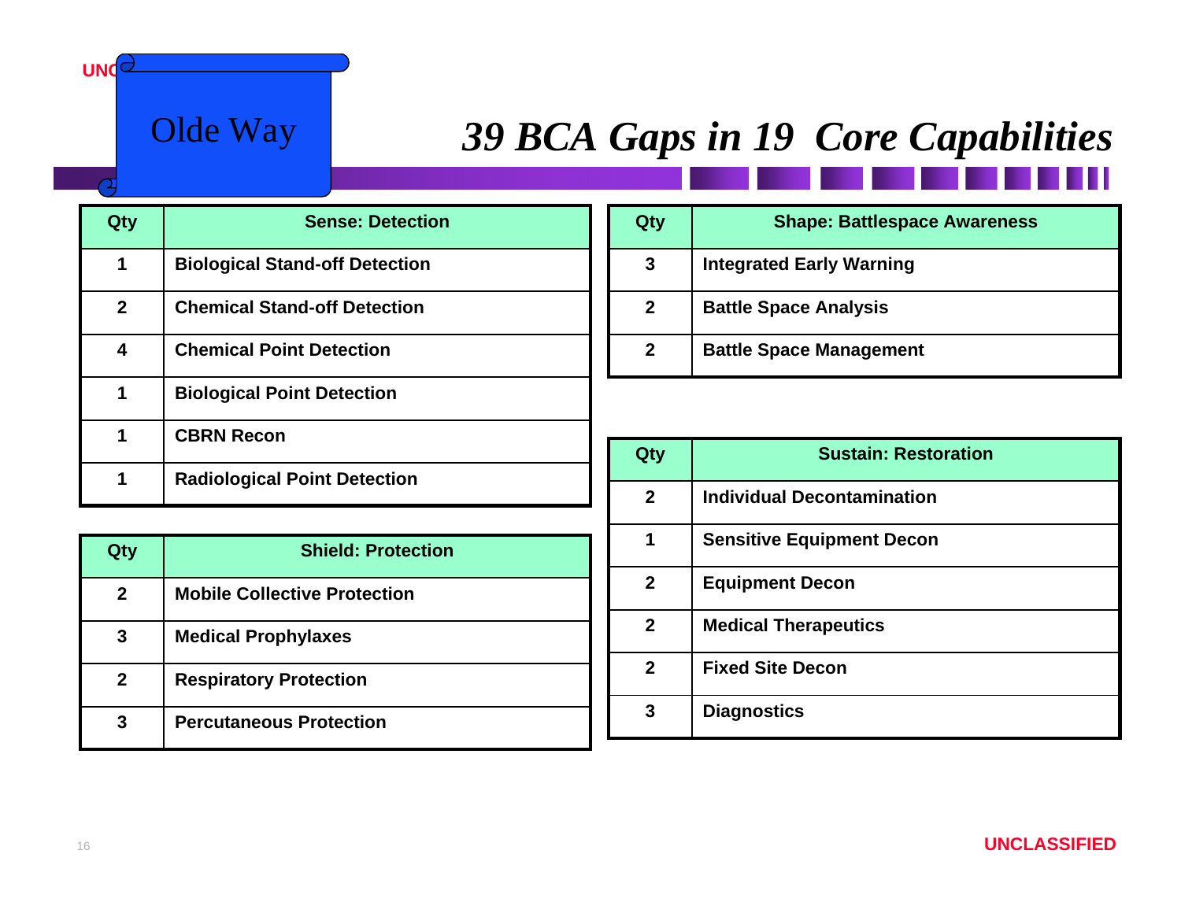Olde Way

# *39 BCA Gaps in 19 Core Capabilities*

| Qty | Sense: Detection |
|---|---|
| 1 | Biological Stand-off Detection |
| 2 | Chemical Stand-off Detection |
| 4 | Chemical Point Detection |
| 1 | Biological Point Detection |
| 1 | CBRN Recon |
| 1 | Radiological Point Detection |

| Qty | Shield: Protection |
|---|---|
| 2 | Mobile Collective Protection |
| 3 | Medical Prophylaxes |
| 2 | Respiratory Protection |
| 3 | Percutaneous Protection |

| Qty | Shape: Battlespace Awareness |
|---|---|
| 3 | Integrated Early Warning |
| 2 | Battle Space Analysis |
| 2 | Battle Space Management |

| Qty | Sustain: Restoration |
|---|---|
| 2 | Individual Decontamination |
| 1 | Sensitive Equipment Decon |
| 2 | Equipment Decon |
| 2 | Medical Therapeutics |
| 2 | Fixed Site Decon |
| 3 | Diagnostics |

UNCLASSIFIED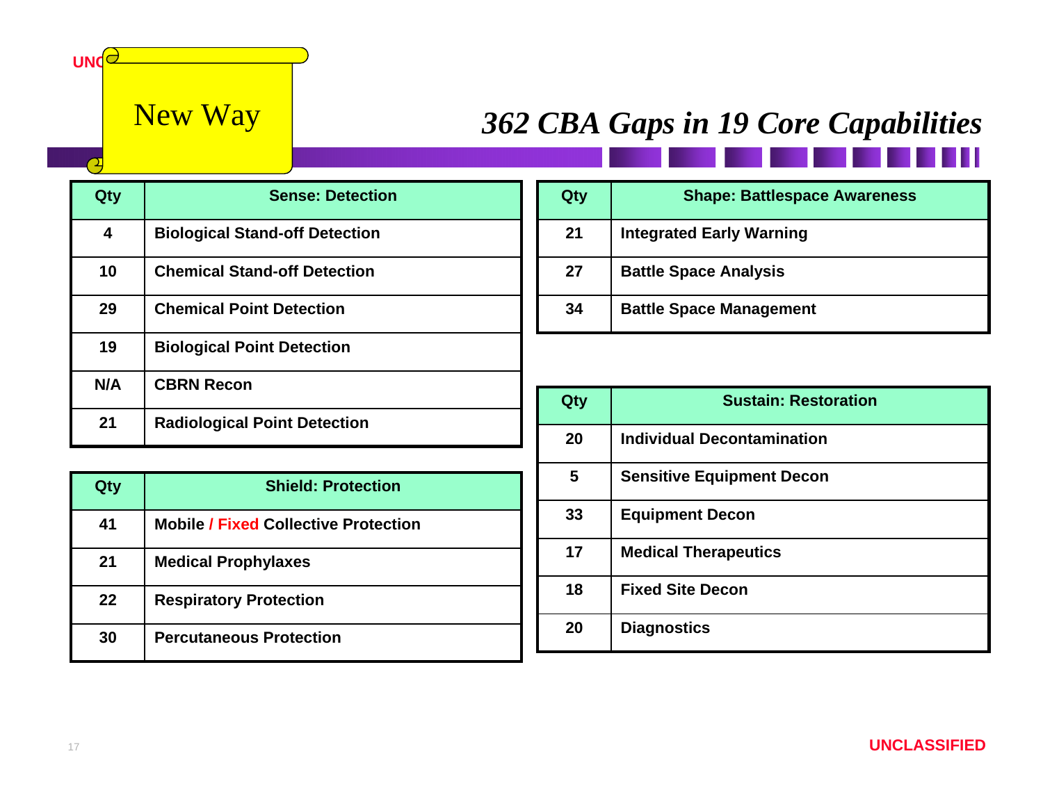New Way

# *362 CBA Gaps in 19 Core Capabilities*

| Qty | Sense: Detection |
|---|---|
| 4 | Biological Stand-off Detection |
| 10 | Chemical Stand-off Detection |
| 29 | Chemical Point Detection |
| 19 | Biological Point Detection |
| N/A | CBRN Recon |
| 21 | Radiological Point Detection |

| Qty | Shield: Protection |
|---|---|
| 41 | Mobile / Fixed Collective Protection |
| 21 | Medical Prophylaxes |
| 22 | Respiratory Protection |
| 30 | Percutaneous Protection |

| Qty | Shape: Battlespace Awareness |
|---|---|
| 21 | Integrated Early Warning |
| 27 | Battle Space Analysis |
| 34 | Battle Space Management |

| Qty | Sustain: Restoration |
|---|---|
| 20 | Individual Decontamination |
| 5 | Sensitive Equipment Decon |
| 33 | Equipment Decon |
| 17 | Medical Therapeutics |
| 18 | Fixed Site Decon |
| 20 | Diagnostics |

UNCLASSIFIED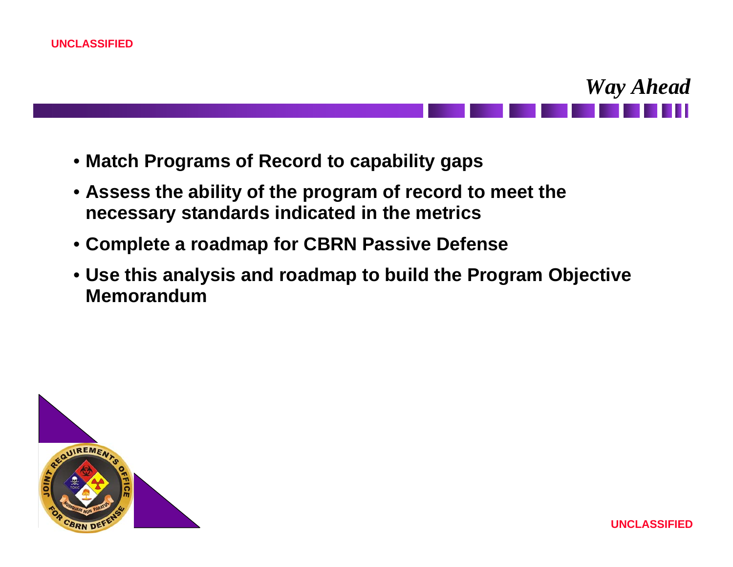## *Way Ahead*

- **Match Programs of Record to capability gaps**
- **Assess the ability of the program of record to meet the necessary standards indicated in the metrics**
- **Complete a roadmap for CBRN Passive Defense**
- **Use this analysis and roadmap to build the Program Objective Memorandum**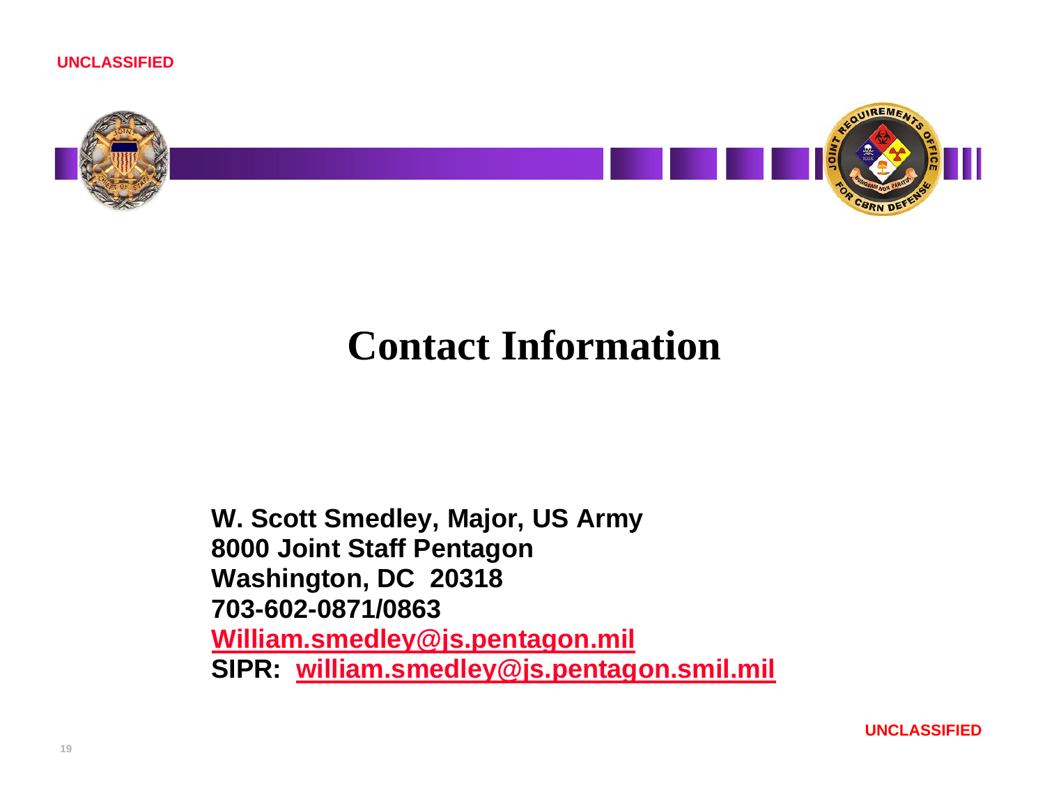UNCLASSIFIED

# Contact Information

**W. Scott Smedley, Major, US Army**
**8000 Joint Staff Pentagon**
**Washington, DC 20318**
**703-602-0871/0863**
**William.smedley@js.pentagon.mil**
**SIPR: william.smedley@js.pentagon.smil.mil**

UNCLASSIFIED